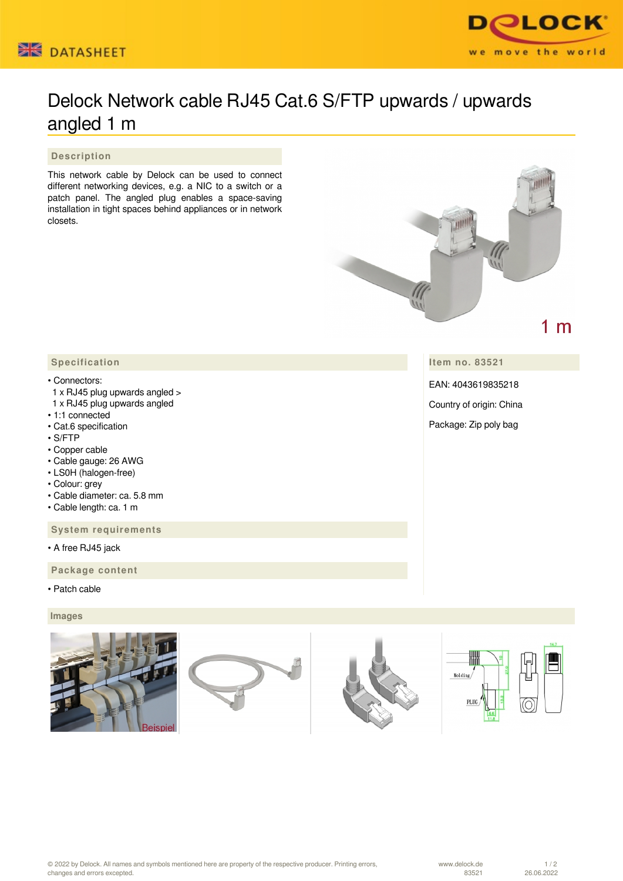# Delock Network cable RJ45 Cat.6 S/FTP upwards / upwards angled 1 m

## Description

This network cable by Delock can be used to connect different networking devices, e.g. a NIC to a switch or a patch panel. The angled plug enables a space-saving installation in tight spaces behind appliances or in network closets.

## Specification

- Connectors:
  1 x RJ45 plug upwards angled >
  1 x RJ45 plug upwards angled
- 1:1 connected
- Cat.6 specification
- S/FTP
- Copper cable
- Cable gauge: 26 AWG
- LS0H (halogen-free)
- Colour: grey
- Cable diameter: ca. 5.8 mm
- Cable length: ca. 1 m

## Item no. 83521

EAN: 4043619835218

Country of origin: China

Package: Zip poly bag

## System requirements

- A free RJ45 jack

## Package content

- Patch cable

## Images

© 2022 by Delock. All names and symbols mentioned here are property of the respective producer. Printing errors, changes and errors excepted.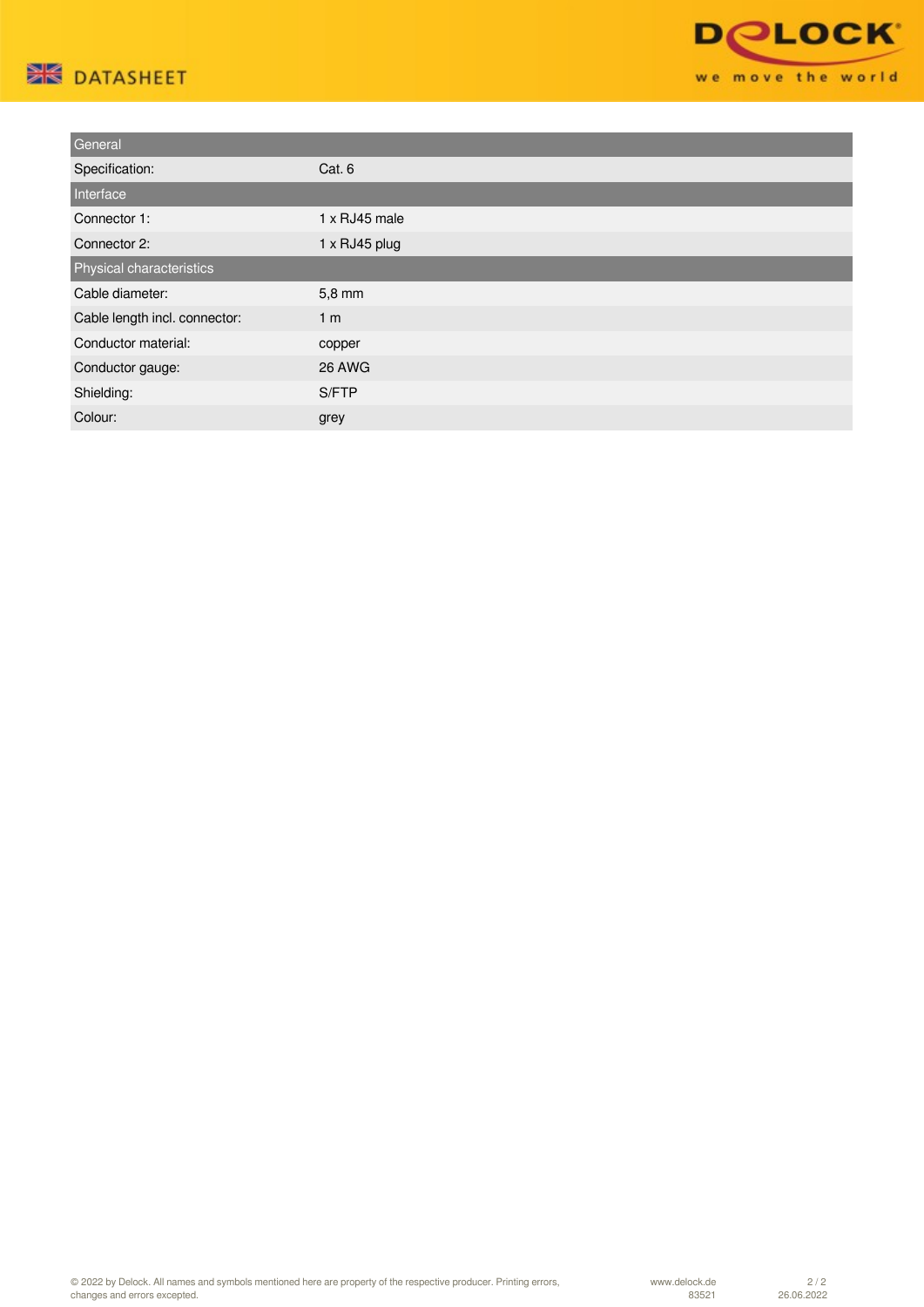| | |
|---|---|
| **General** | |
| Specification: | Cat. 6 |
| **Interface** | |
| Connector 1: | 1 x RJ45 male |
| Connector 2: | 1 x RJ45 plug |
| **Physical characteristics** | |
| Cable diameter: | 5,8 mm |
| Cable length incl. connector: | 1 m |
| Conductor material: | copper |
| Conductor gauge: | 26 AWG |
| Shielding: | S/FTP |
| Colour: | grey |

© 2022 by Delock. All names and symbols mentioned here are property of the respective producer. Printing errors, changes and errors excepted.

www.delock.de
83521
26.06.2022